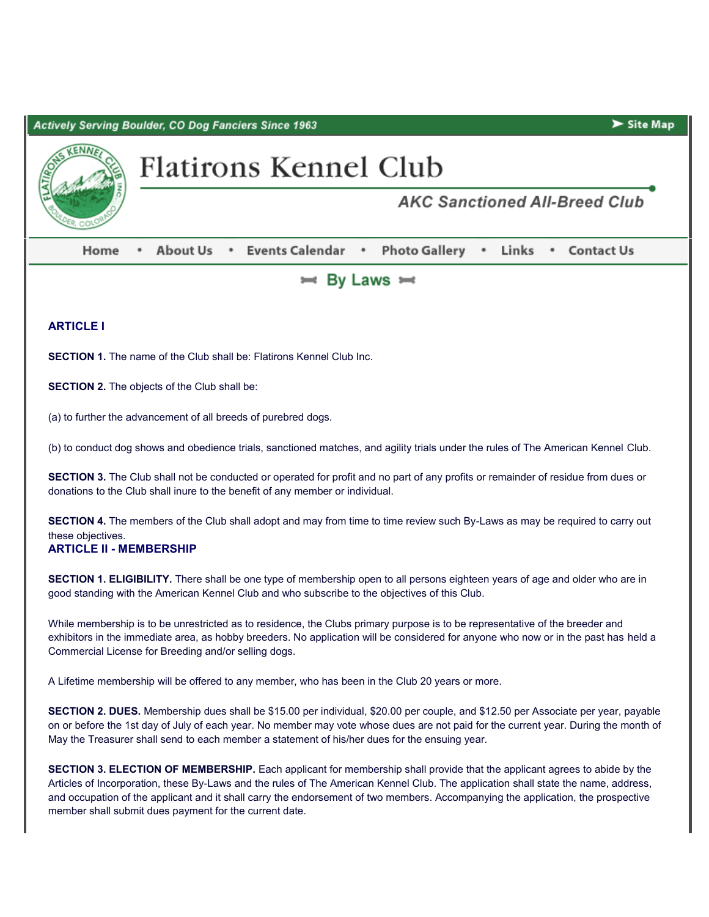Actively Serving Boulder, CO Dog Fanciers Since 1963

# Flatirons Kennel Club

*AKC Sanctioned All-Breed Club*

Home • About Us • Events Calendar • Photo Gallery • Links • Contact Us

## By Laws

### ARTICLE I

**SECTION 1.** The name of the Club shall be: Flatirons Kennel Club Inc.

**SECTION 2.** The objects of the Club shall be:

(a) to further the advancement of all breeds of purebred dogs.

(b) to conduct dog shows and obedience trials, sanctioned matches, and agility trials under the rules of The American Kennel Club.

**SECTION 3.** The Club shall not be conducted or operated for profit and no part of any profits or remainder of residue from dues or donations to the Club shall inure to the benefit of any member or individual.

**SECTION 4.** The members of the Club shall adopt and may from time to time review such By-Laws as may be required to carry out these objectives.

### ARTICLE II - MEMBERSHIP

**SECTION 1. ELIGIBILITY.** There shall be one type of membership open to all persons eighteen years of age and older who are in good standing with the American Kennel Club and who subscribe to the objectives of this Club.

While membership is to be unrestricted as to residence, the Clubs primary purpose is to be representative of the breeder and exhibitors in the immediate area, as hobby breeders. No application will be considered for anyone who now or in the past has held a Commercial License for Breeding and/or selling dogs.

A Lifetime membership will be offered to any member, who has been in the Club 20 years or more.

**SECTION 2. DUES.** Membership dues shall be $15.00 per individual, $20.00 per couple, and $12.50 per Associate per year, payable on or before the 1st day of July of each year. No member may vote whose dues are not paid for the current year. During the month of May the Treasurer shall send to each member a statement of his/her dues for the ensuing year.

**SECTION 3. ELECTION OF MEMBERSHIP.** Each applicant for membership shall provide that the applicant agrees to abide by the Articles of Incorporation, these By-Laws and the rules of The American Kennel Club. The application shall state the name, address, and occupation of the applicant and it shall carry the endorsement of two members. Accompanying the application, the prospective member shall submit dues payment for the current date.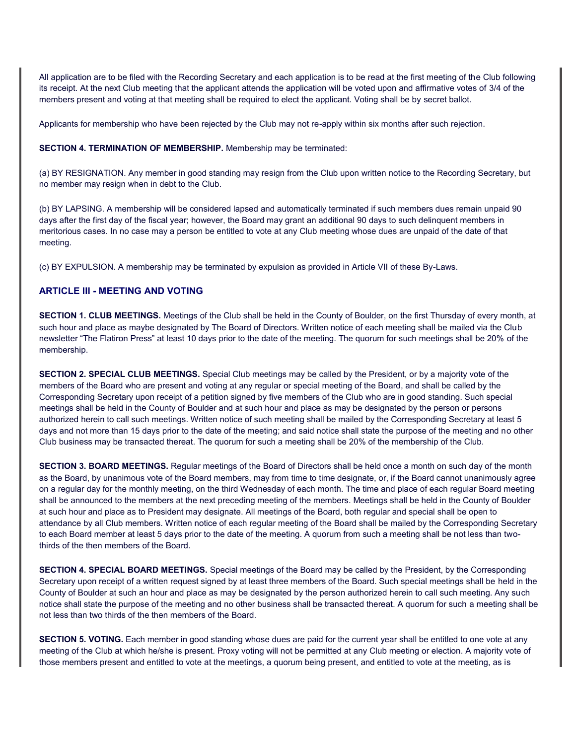All application are to be filed with the Recording Secretary and each application is to be read at the first meeting of the Club following its receipt. At the next Club meeting that the applicant attends the application will be voted upon and affirmative votes of 3/4 of the members present and voting at that meeting shall be required to elect the applicant. Voting shall be by secret ballot.

Applicants for membership who have been rejected by the Club may not re-apply within six months after such rejection.

**SECTION 4. TERMINATION OF MEMBERSHIP.** Membership may be terminated:

(a) BY RESIGNATION. Any member in good standing may resign from the Club upon written notice to the Recording Secretary, but no member may resign when in debt to the Club.

(b) BY LAPSING. A membership will be considered lapsed and automatically terminated if such members dues remain unpaid 90 days after the first day of the fiscal year; however, the Board may grant an additional 90 days to such delinquent members in meritorious cases. In no case may a person be entitled to vote at any Club meeting whose dues are unpaid of the date of that meeting.

(c) BY EXPULSION. A membership may be terminated by expulsion as provided in Article VII of these By-Laws.

## ARTICLE III - MEETING AND VOTING

**SECTION 1. CLUB MEETINGS.** Meetings of the Club shall be held in the County of Boulder, on the first Thursday of every month, at such hour and place as maybe designated by The Board of Directors. Written notice of each meeting shall be mailed via the Club newsletter "The Flatiron Press" at least 10 days prior to the date of the meeting. The quorum for such meetings shall be 20% of the membership.

**SECTION 2. SPECIAL CLUB MEETINGS.** Special Club meetings may be called by the President, or by a majority vote of the members of the Board who are present and voting at any regular or special meeting of the Board, and shall be called by the Corresponding Secretary upon receipt of a petition signed by five members of the Club who are in good standing. Such special meetings shall be held in the County of Boulder and at such hour and place as may be designated by the person or persons authorized herein to call such meetings. Written notice of such meeting shall be mailed by the Corresponding Secretary at least 5 days and not more than 15 days prior to the date of the meeting; and said notice shall state the purpose of the meeting and no other Club business may be transacted thereat. The quorum for such a meeting shall be 20% of the membership of the Club.

**SECTION 3. BOARD MEETINGS.** Regular meetings of the Board of Directors shall be held once a month on such day of the month as the Board, by unanimous vote of the Board members, may from time to time designate, or, if the Board cannot unanimously agree on a regular day for the monthly meeting, on the third Wednesday of each month. The time and place of each regular Board meeting shall be announced to the members at the next preceding meeting of the members. Meetings shall be held in the County of Boulder at such hour and place as to President may designate. All meetings of the Board, both regular and special shall be open to attendance by all Club members. Written notice of each regular meeting of the Board shall be mailed by the Corresponding Secretary to each Board member at least 5 days prior to the date of the meeting. A quorum from such a meeting shall be not less than two-thirds of the then members of the Board.

**SECTION 4. SPECIAL BOARD MEETINGS.** Special meetings of the Board may be called by the President, by the Corresponding Secretary upon receipt of a written request signed by at least three members of the Board. Such special meetings shall be held in the County of Boulder at such an hour and place as may be designated by the person authorized herein to call such meeting. Any such notice shall state the purpose of the meeting and no other business shall be transacted thereat. A quorum for such a meeting shall be not less than two thirds of the then members of the Board.

**SECTION 5. VOTING.** Each member in good standing whose dues are paid for the current year shall be entitled to one vote at any meeting of the Club at which he/she is present. Proxy voting will not be permitted at any Club meeting or election. A majority vote of those members present and entitled to vote at the meetings, a quorum being present, and entitled to vote at the meeting, as is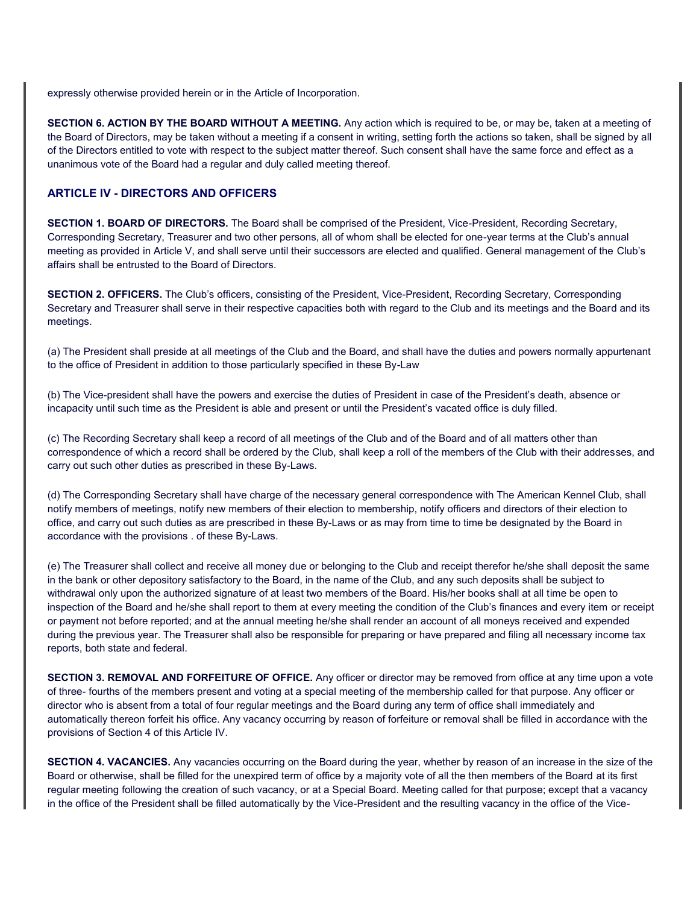expressly otherwise provided herein or in the Article of Incorporation.

**SECTION 6. ACTION BY THE BOARD WITHOUT A MEETING.** Any action which is required to be, or may be, taken at a meeting of the Board of Directors, may be taken without a meeting if a consent in writing, setting forth the actions so taken, shall be signed by all of the Directors entitled to vote with respect to the subject matter thereof. Such consent shall have the same force and effect as a unanimous vote of the Board had a regular and duly called meeting thereof.

## ARTICLE IV - DIRECTORS AND OFFICERS

**SECTION 1. BOARD OF DIRECTORS.** The Board shall be comprised of the President, Vice-President, Recording Secretary, Corresponding Secretary, Treasurer and two other persons, all of whom shall be elected for one-year terms at the Club's annual meeting as provided in Article V, and shall serve until their successors are elected and qualified. General management of the Club's affairs shall be entrusted to the Board of Directors.

**SECTION 2. OFFICERS.** The Club's officers, consisting of the President, Vice-President, Recording Secretary, Corresponding Secretary and Treasurer shall serve in their respective capacities both with regard to the Club and its meetings and the Board and its meetings.

(a) The President shall preside at all meetings of the Club and the Board, and shall have the duties and powers normally appurtenant to the office of President in addition to those particularly specified in these By-Law

(b) The Vice-president shall have the powers and exercise the duties of President in case of the President's death, absence or incapacity until such time as the President is able and present or until the President's vacated office is duly filled.

(c) The Recording Secretary shall keep a record of all meetings of the Club and of the Board and of all matters other than correspondence of which a record shall be ordered by the Club, shall keep a roll of the members of the Club with their addresses, and carry out such other duties as prescribed in these By-Laws.

(d) The Corresponding Secretary shall have charge of the necessary general correspondence with The American Kennel Club, shall notify members of meetings, notify new members of their election to membership, notify officers and directors of their election to office, and carry out such duties as are prescribed in these By-Laws or as may from time to time be designated by the Board in accordance with the provisions . of these By-Laws.

(e) The Treasurer shall collect and receive all money due or belonging to the Club and receipt therefor he/she shall deposit the same in the bank or other depository satisfactory to the Board, in the name of the Club, and any such deposits shall be subject to withdrawal only upon the authorized signature of at least two members of the Board. His/her books shall at all time be open to inspection of the Board and he/she shall report to them at every meeting the condition of the Club's finances and every item or receipt or payment not before reported; and at the annual meeting he/she shall render an account of all moneys received and expended during the previous year. The Treasurer shall also be responsible for preparing or have prepared and filing all necessary income tax reports, both state and federal.

**SECTION 3. REMOVAL AND FORFEITURE OF OFFICE.** Any officer or director may be removed from office at any time upon a vote of three- fourths of the members present and voting at a special meeting of the membership called for that purpose. Any officer or director who is absent from a total of four regular meetings and the Board during any term of office shall immediately and automatically thereon forfeit his office. Any vacancy occurring by reason of forfeiture or removal shall be filled in accordance with the provisions of Section 4 of this Article IV.

**SECTION 4. VACANCIES.** Any vacancies occurring on the Board during the year, whether by reason of an increase in the size of the Board or otherwise, shall be filled for the unexpired term of office by a majority vote of all the then members of the Board at its first regular meeting following the creation of such vacancy, or at a Special Board. Meeting called for that purpose; except that a vacancy in the office of the President shall be filled automatically by the Vice-President and the resulting vacancy in the office of the Vice-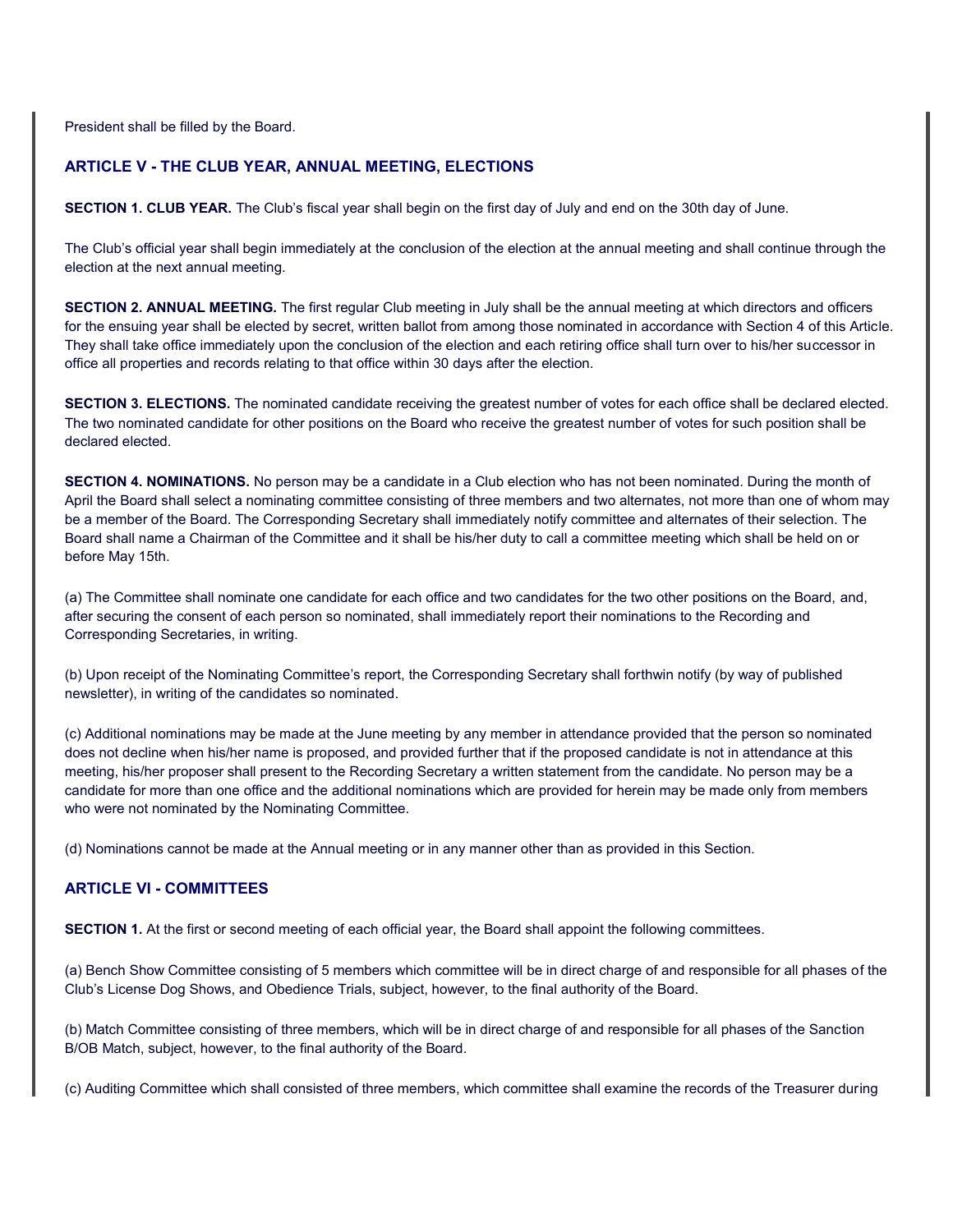President shall be filled by the Board.

## ARTICLE V - THE CLUB YEAR, ANNUAL MEETING, ELECTIONS

**SECTION 1. CLUB YEAR.** The Club's fiscal year shall begin on the first day of July and end on the 30th day of June.

The Club's official year shall begin immediately at the conclusion of the election at the annual meeting and shall continue through the election at the next annual meeting.

**SECTION 2. ANNUAL MEETING.** The first regular Club meeting in July shall be the annual meeting at which directors and officers for the ensuing year shall be elected by secret, written ballot from among those nominated in accordance with Section 4 of this Article. They shall take office immediately upon the conclusion of the election and each retiring office shall turn over to his/her successor in office all properties and records relating to that office within 30 days after the election.

**SECTION 3. ELECTIONS.** The nominated candidate receiving the greatest number of votes for each office shall be declared elected. The two nominated candidate for other positions on the Board who receive the greatest number of votes for such position shall be declared elected.

**SECTION 4. NOMINATIONS.** No person may be a candidate in a Club election who has not been nominated. During the month of April the Board shall select a nominating committee consisting of three members and two alternates, not more than one of whom may be a member of the Board. The Corresponding Secretary shall immediately notify committee and alternates of their selection. The Board shall name a Chairman of the Committee and it shall be his/her duty to call a committee meeting which shall be held on or before May 15th.

(a) The Committee shall nominate one candidate for each office and two candidates for the two other positions on the Board, and, after securing the consent of each person so nominated, shall immediately report their nominations to the Recording and Corresponding Secretaries, in writing.

(b) Upon receipt of the Nominating Committee's report, the Corresponding Secretary shall forthwin notify (by way of published newsletter), in writing of the candidates so nominated.

(c) Additional nominations may be made at the June meeting by any member in attendance provided that the person so nominated does not decline when his/her name is proposed, and provided further that if the proposed candidate is not in attendance at this meeting, his/her proposer shall present to the Recording Secretary a written statement from the candidate. No person may be a candidate for more than one office and the additional nominations which are provided for herein may be made only from members who were not nominated by the Nominating Committee.

(d) Nominations cannot be made at the Annual meeting or in any manner other than as provided in this Section.

## ARTICLE VI - COMMITTEES

**SECTION 1.** At the first or second meeting of each official year, the Board shall appoint the following committees.

(a) Bench Show Committee consisting of 5 members which committee will be in direct charge of and responsible for all phases of the Club's License Dog Shows, and Obedience Trials, subject, however, to the final authority of the Board.

(b) Match Committee consisting of three members, which will be in direct charge of and responsible for all phases of the Sanction B/OB Match, subject, however, to the final authority of the Board.

(c) Auditing Committee which shall consisted of three members, which committee shall examine the records of the Treasurer during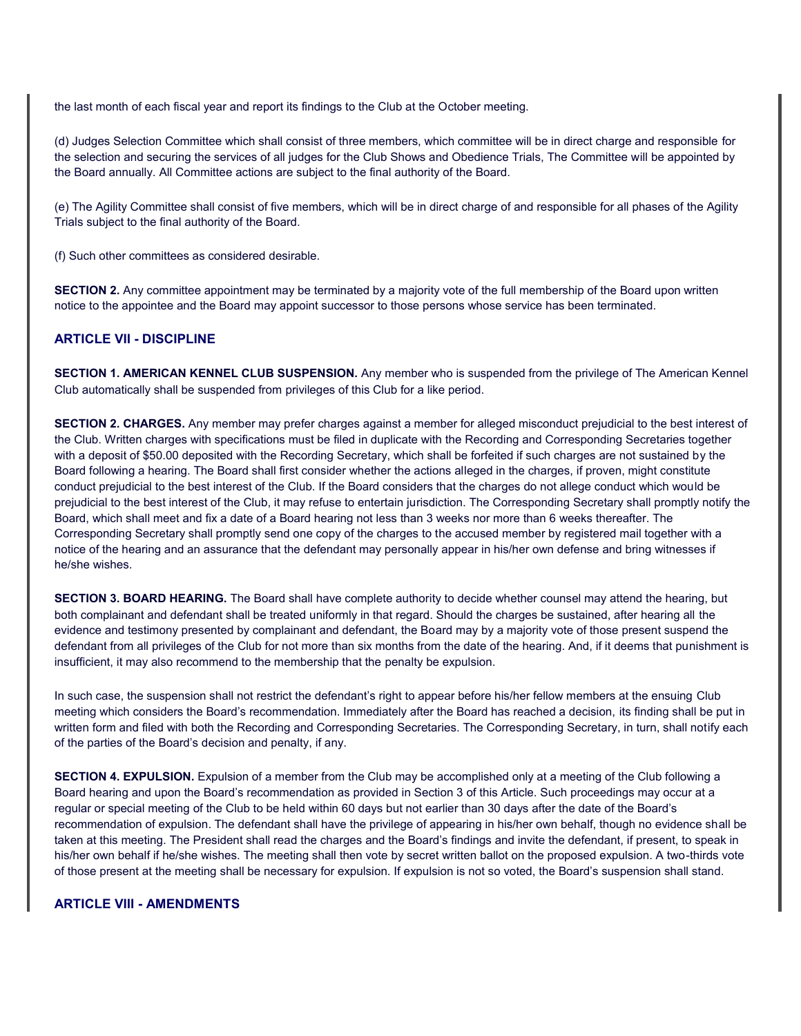the last month of each fiscal year and report its findings to the Club at the October meeting.

(d) Judges Selection Committee which shall consist of three members, which committee will be in direct charge and responsible for the selection and securing the services of all judges for the Club Shows and Obedience Trials, The Committee will be appointed by the Board annually. All Committee actions are subject to the final authority of the Board.

(e) The Agility Committee shall consist of five members, which will be in direct charge of and responsible for all phases of the Agility Trials subject to the final authority of the Board.

(f) Such other committees as considered desirable.

**SECTION 2.** Any committee appointment may be terminated by a majority vote of the full membership of the Board upon written notice to the appointee and the Board may appoint successor to those persons whose service has been terminated.

## ARTICLE VII - DISCIPLINE

**SECTION 1. AMERICAN KENNEL CLUB SUSPENSION.** Any member who is suspended from the privilege of The American Kennel Club automatically shall be suspended from privileges of this Club for a like period.

**SECTION 2. CHARGES.** Any member may prefer charges against a member for alleged misconduct prejudicial to the best interest of the Club. Written charges with specifications must be filed in duplicate with the Recording and Corresponding Secretaries together with a deposit of $50.00 deposited with the Recording Secretary, which shall be forfeited if such charges are not sustained by the Board following a hearing. The Board shall first consider whether the actions alleged in the charges, if proven, might constitute conduct prejudicial to the best interest of the Club. If the Board considers that the charges do not allege conduct which would be prejudicial to the best interest of the Club, it may refuse to entertain jurisdiction. The Corresponding Secretary shall promptly notify the Board, which shall meet and fix a date of a Board hearing not less than 3 weeks nor more than 6 weeks thereafter. The Corresponding Secretary shall promptly send one copy of the charges to the accused member by registered mail together with a notice of the hearing and an assurance that the defendant may personally appear in his/her own defense and bring witnesses if he/she wishes.

**SECTION 3. BOARD HEARING.** The Board shall have complete authority to decide whether counsel may attend the hearing, but both complainant and defendant shall be treated uniformly in that regard. Should the charges be sustained, after hearing all the evidence and testimony presented by complainant and defendant, the Board may by a majority vote of those present suspend the defendant from all privileges of the Club for not more than six months from the date of the hearing. And, if it deems that punishment is insufficient, it may also recommend to the membership that the penalty be expulsion.

In such case, the suspension shall not restrict the defendant's right to appear before his/her fellow members at the ensuing Club meeting which considers the Board's recommendation. Immediately after the Board has reached a decision, its finding shall be put in written form and filed with both the Recording and Corresponding Secretaries. The Corresponding Secretary, in turn, shall notify each of the parties of the Board's decision and penalty, if any.

**SECTION 4. EXPULSION.** Expulsion of a member from the Club may be accomplished only at a meeting of the Club following a Board hearing and upon the Board's recommendation as provided in Section 3 of this Article. Such proceedings may occur at a regular or special meeting of the Club to be held within 60 days but not earlier than 30 days after the date of the Board's recommendation of expulsion. The defendant shall have the privilege of appearing in his/her own behalf, though no evidence shall be taken at this meeting. The President shall read the charges and the Board's findings and invite the defendant, if present, to speak in his/her own behalf if he/she wishes. The meeting shall then vote by secret written ballot on the proposed expulsion. A two-thirds vote of those present at the meeting shall be necessary for expulsion. If expulsion is not so voted, the Board's suspension shall stand.

## ARTICLE VIII - AMENDMENTS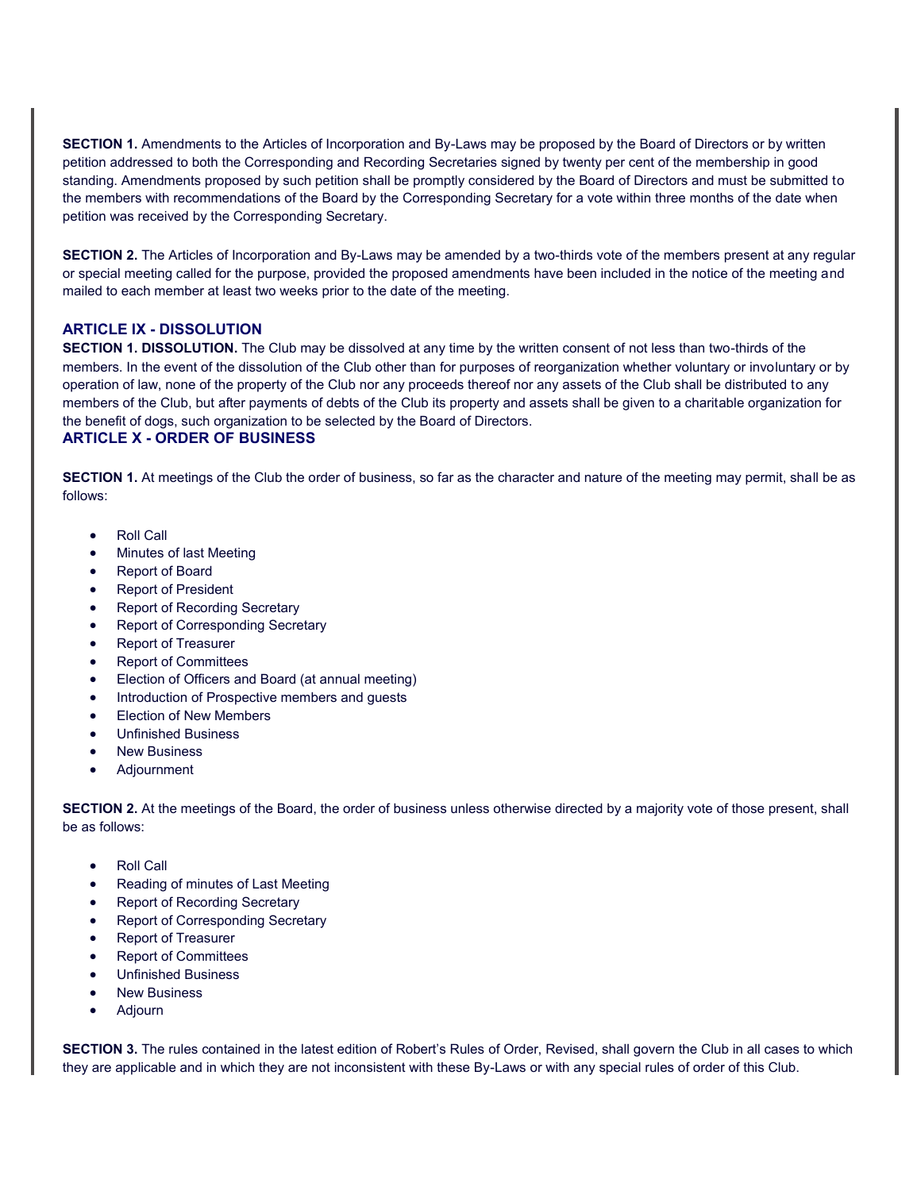**SECTION 1.** Amendments to the Articles of Incorporation and By-Laws may be proposed by the Board of Directors or by written petition addressed to both the Corresponding and Recording Secretaries signed by twenty per cent of the membership in good standing. Amendments proposed by such petition shall be promptly considered by the Board of Directors and must be submitted to the members with recommendations of the Board by the Corresponding Secretary for a vote within three months of the date when petition was received by the Corresponding Secretary.

**SECTION 2.** The Articles of Incorporation and By-Laws may be amended by a two-thirds vote of the members present at any regular or special meeting called for the purpose, provided the proposed amendments have been included in the notice of the meeting and mailed to each member at least two weeks prior to the date of the meeting.

## ARTICLE IX - DISSOLUTION

**SECTION 1. DISSOLUTION.** The Club may be dissolved at any time by the written consent of not less than two-thirds of the members. In the event of the dissolution of the Club other than for purposes of reorganization whether voluntary or involuntary or by operation of law, none of the property of the Club nor any proceeds thereof nor any assets of the Club shall be distributed to any members of the Club, but after payments of debts of the Club its property and assets shall be given to a charitable organization for the benefit of dogs, such organization to be selected by the Board of Directors.

## ARTICLE X - ORDER OF BUSINESS

**SECTION 1.** At meetings of the Club the order of business, so far as the character and nature of the meeting may permit, shall be as follows:

- Roll Call
- Minutes of last Meeting
- Report of Board
- Report of President
- Report of Recording Secretary
- Report of Corresponding Secretary
- Report of Treasurer
- Report of Committees
- Election of Officers and Board (at annual meeting)
- Introduction of Prospective members and guests
- Election of New Members
- Unfinished Business
- New Business
- Adjournment

**SECTION 2.** At the meetings of the Board, the order of business unless otherwise directed by a majority vote of those present, shall be as follows:

- Roll Call
- Reading of minutes of Last Meeting
- Report of Recording Secretary
- Report of Corresponding Secretary
- Report of Treasurer
- Report of Committees
- Unfinished Business
- New Business
- Adjourn

**SECTION 3.** The rules contained in the latest edition of Robert's Rules of Order, Revised, shall govern the Club in all cases to which they are applicable and in which they are not inconsistent with these By-Laws or with any special rules of order of this Club.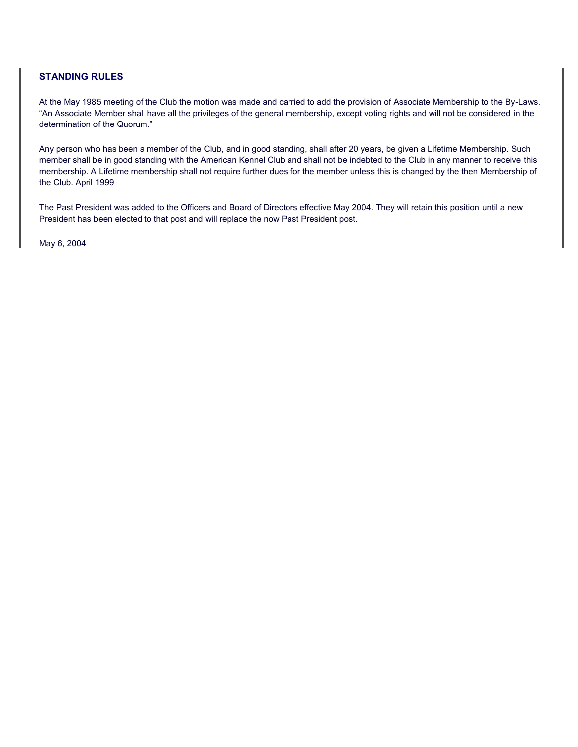## STANDING RULES

At the May 1985 meeting of the Club the motion was made and carried to add the provision of Associate Membership to the By-Laws. "An Associate Member shall have all the privileges of the general membership, except voting rights and will not be considered in the determination of the Quorum."

Any person who has been a member of the Club, and in good standing, shall after 20 years, be given a Lifetime Membership. Such member shall be in good standing with the American Kennel Club and shall not be indebted to the Club in any manner to receive this membership. A Lifetime membership shall not require further dues for the member unless this is changed by the then Membership of the Club. April 1999

The Past President was added to the Officers and Board of Directors effective May 2004. They will retain this position until a new President has been elected to that post and will replace the now Past President post.

May 6, 2004